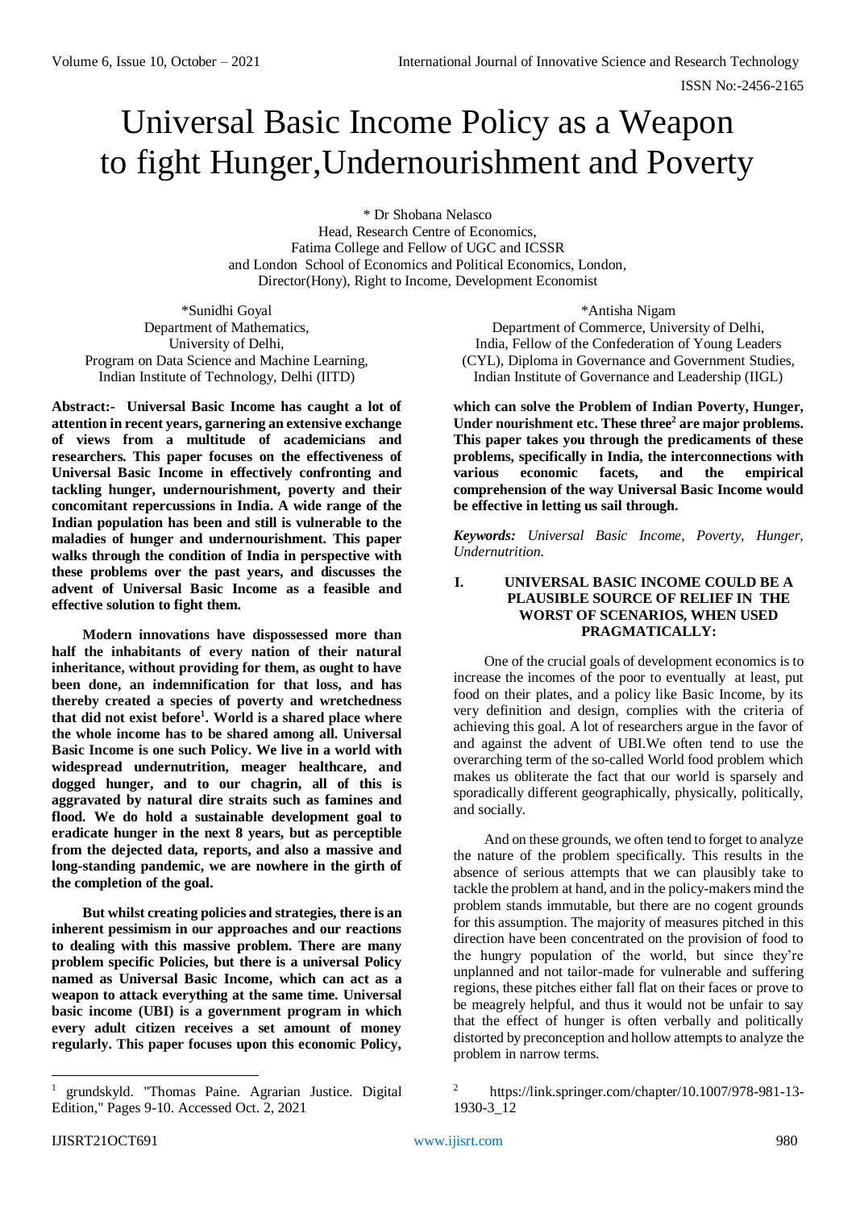# Universal Basic Income Policy as a Weapon to fight Hunger,Undernourishment and Poverty

\* Dr Shobana Nelasco
Head, Research Centre of Economics,
Fatima College and Fellow of UGC and ICSSR
and London School of Economics and Political Economics, London,
Director(Hony), Right to Income, Development Economist

\*Sunidhi Goyal
Department of Mathematics,
University of Delhi,
Program on Data Science and Machine Learning,
Indian Institute of Technology, Delhi (IITD)

\*Antisha Nigam
Department of Commerce, University of Delhi,
India, Fellow of the Confederation of Young Leaders
(CYL), Diploma in Governance and Government Studies,
Indian Institute of Governance and Leadership (IIGL)

**Abstract:- Universal Basic Income has caught a lot of attention in recent years, garnering an extensive exchange of views from a multitude of academicians and researchers. This paper focuses on the effectiveness of Universal Basic Income in effectively confronting and tackling hunger, undernourishment, poverty and their concomitant repercussions in India. A wide range of the Indian population has been and still is vulnerable to the maladies of hunger and undernourishment. This paper walks through the condition of India in perspective with these problems over the past years, and discusses the advent of Universal Basic Income as a feasible and effective solution to fight them.**

**Modern innovations have dispossessed more than half the inhabitants of every nation of their natural inheritance, without providing for them, as ought to have been done, an indemnification for that loss, and has thereby created a species of poverty and wretchedness that did not exist before[1]. World is a shared place where the whole income has to be shared among all. Universal Basic Income is one such Policy. We live in a world with widespread undernutrition, meager healthcare, and dogged hunger, and to our chagrin, all of this is aggravated by natural dire straits such as famines and flood. We do hold a sustainable development goal to eradicate hunger in the next 8 years, but as perceptible from the dejected data, reports, and also a massive and long-standing pandemic, we are nowhere in the girth of the completion of the goal.**

**But whilst creating policies and strategies, there is an inherent pessimism in our approaches and our reactions to dealing with this massive problem. There are many problem specific Policies, but there is a universal Policy named as Universal Basic Income, which can act as a weapon to attack everything at the same time. Universal basic income (UBI) is a government program in which every adult citizen receives a set amount of money regularly. This paper focuses upon this economic Policy, which can solve the Problem of Indian Poverty, Hunger, Under nourishment etc. These three[2] are major problems. This paper takes you through the predicaments of these problems, specifically in India, the interconnections with various economic facets, and the empirical comprehension of the way Universal Basic Income would be effective in letting us sail through.**

***Keywords:*** *Universal Basic Income, Poverty, Hunger, Undernutrition.*

## I. UNIVERSAL BASIC INCOME COULD BE A PLAUSIBLE SOURCE OF RELIEF IN THE WORST OF SCENARIOS, WHEN USED PRAGMATICALLY:

One of the crucial goals of development economics is to increase the incomes of the poor to eventually at least, put food on their plates, and a policy like Basic Income, by its very definition and design, complies with the criteria of achieving this goal. A lot of researchers argue in the favor of and against the advent of UBI.We often tend to use the overarching term of the so-called World food problem which makes us obliterate the fact that our world is sparsely and sporadically different geographically, physically, politically, and socially.

And on these grounds, we often tend to forget to analyze the nature of the problem specifically. This results in the absence of serious attempts that we can plausibly take to tackle the problem at hand, and in the policy-makers mind the problem stands immutable, but there are no cogent grounds for this assumption. The majority of measures pitched in this direction have been concentrated on the provision of food to the hungry population of the world, but since they're unplanned and not tailor-made for vulnerable and suffering regions, these pitches either fall flat on their faces or prove to be meagrely helpful, and thus it would not be unfair to say that the effect of hunger is often verbally and politically distorted by preconception and hollow attempts to analyze the problem in narrow terms.

---

[1] grundskyld. "Thomas Paine. Agrarian Justice. Digital Edition," Pages 9-10. Accessed Oct. 2, 2021

[2] https://link.springer.com/chapter/10.1007/978-981-13-1930-3_12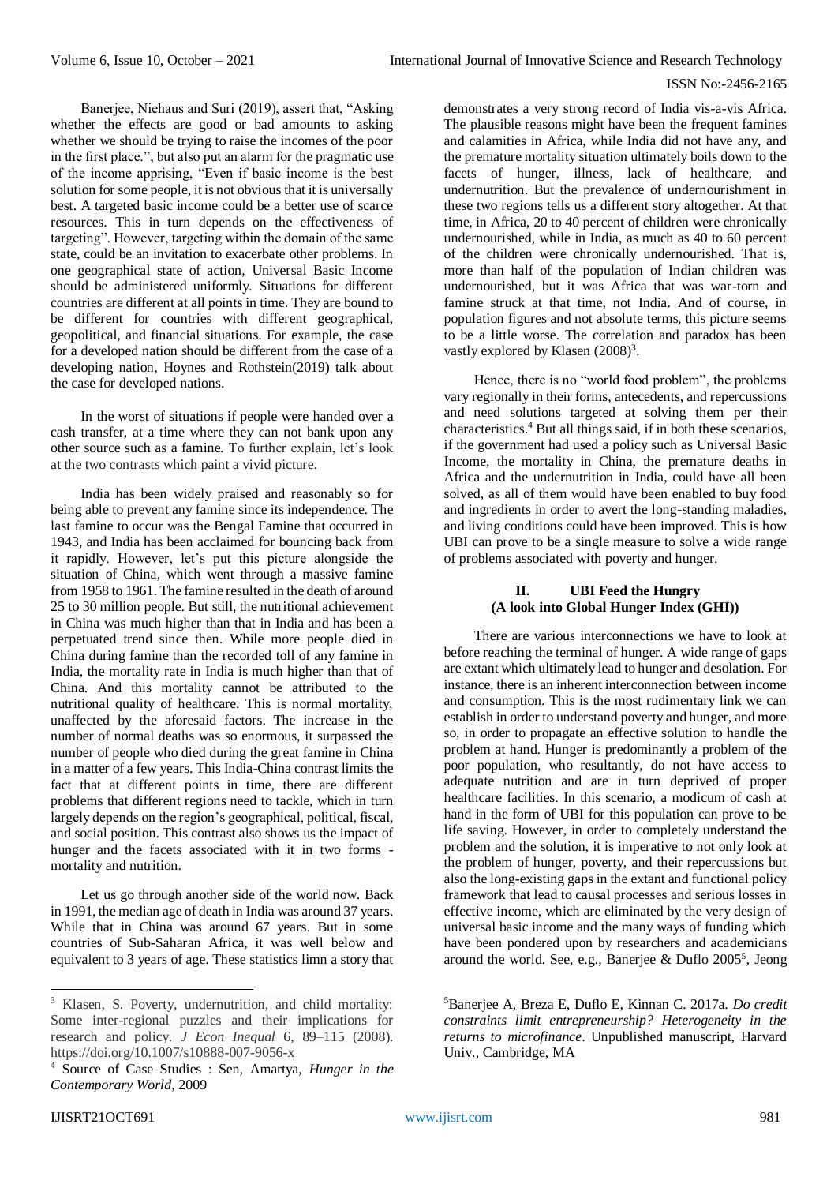Banerjee, Niehaus and Suri (2019), assert that, "Asking whether the effects are good or bad amounts to asking whether we should be trying to raise the incomes of the poor in the first place.", but also put an alarm for the pragmatic use of the income apprising, "Even if basic income is the best solution for some people, it is not obvious that it is universally best. A targeted basic income could be a better use of scarce resources. This in turn depends on the effectiveness of targeting". However, targeting within the domain of the same state, could be an invitation to exacerbate other problems. In one geographical state of action, Universal Basic Income should be administered uniformly. Situations for different countries are different at all points in time. They are bound to be different for countries with different geographical, geopolitical, and financial situations. For example, the case for a developed nation should be different from the case of a developing nation, Hoynes and Rothstein(2019) talk about the case for developed nations.

In the worst of situations if people were handed over a cash transfer, at a time where they can not bank upon any other source such as a famine. To further explain, let's look at the two contrasts which paint a vivid picture.

India has been widely praised and reasonably so for being able to prevent any famine since its independence. The last famine to occur was the Bengal Famine that occurred in 1943, and India has been acclaimed for bouncing back from it rapidly. However, let's put this picture alongside the situation of China, which went through a massive famine from 1958 to 1961. The famine resulted in the death of around 25 to 30 million people. But still, the nutritional achievement in China was much higher than that in India and has been a perpetuated trend since then. While more people died in China during famine than the recorded toll of any famine in India, the mortality rate in India is much higher than that of China. And this mortality cannot be attributed to the nutritional quality of healthcare. This is normal mortality, unaffected by the aforesaid factors. The increase in the number of normal deaths was so enormous, it surpassed the number of people who died during the great famine in China in a matter of a few years. This India-China contrast limits the fact that at different points in time, there are different problems that different regions need to tackle, which in turn largely depends on the region's geographical, political, fiscal, and social position. This contrast also shows us the impact of hunger and the facets associated with it in two forms - mortality and nutrition.

Let us go through another side of the world now. Back in 1991, the median age of death in India was around 37 years. While that in China was around 67 years. But in some countries of Sub-Saharan Africa, it was well below and equivalent to 3 years of age. These statistics limn a story that demonstrates a very strong record of India vis-a-vis Africa. The plausible reasons might have been the frequent famines and calamities in Africa, while India did not have any, and the premature mortality situation ultimately boils down to the facets of hunger, illness, lack of healthcare, and undernutrition. But the prevalence of undernourishment in these two regions tells us a different story altogether. At that time, in Africa, 20 to 40 percent of children were chronically undernourished, while in India, as much as 40 to 60 percent of the children were chronically undernourished. That is, more than half of the population of Indian children was undernourished, but it was Africa that was war-torn and famine struck at that time, not India. And of course, in population figures and not absolute terms, this picture seems to be a little worse. The correlation and paradox has been vastly explored by Klasen (2008)[3].

Hence, there is no "world food problem", the problems vary regionally in their forms, antecedents, and repercussions and need solutions targeted at solving them per their characteristics.[4] But all things said, if in both these scenarios, if the government had used a policy such as Universal Basic Income, the mortality in China, the premature deaths in Africa and the undernutrition in India, could have all been solved, as all of them would have been enabled to buy food and ingredients in order to avert the long-standing maladies, and living conditions could have been improved. This is how UBI can prove to be a single measure to solve a wide range of problems associated with poverty and hunger.

## II. UBI Feed the Hungry (A look into Global Hunger Index (GHI))

There are various interconnections we have to look at before reaching the terminal of hunger. A wide range of gaps are extant which ultimately lead to hunger and desolation. For instance, there is an inherent interconnection between income and consumption. This is the most rudimentary link we can establish in order to understand poverty and hunger, and more so, in order to propagate an effective solution to handle the problem at hand. Hunger is predominantly a problem of the poor population, who resultantly, do not have access to adequate nutrition and are in turn deprived of proper healthcare facilities. In this scenario, a modicum of cash at hand in the form of UBI for this population can prove to be life saving. However, in order to completely understand the problem and the solution, it is imperative to not only look at the problem of hunger, poverty, and their repercussions but also the long-existing gaps in the extant and functional policy framework that lead to causal processes and serious losses in effective income, which are eliminated by the very design of universal basic income and the many ways of funding which have been pondered upon by researchers and academicians around the world. See, e.g., Banerjee & Duflo 2005[5], Jeong

---

[3] Klasen, S. Poverty, undernutrition, and child mortality: Some inter-regional puzzles and their implications for research and policy. *J Econ Inequal* 6, 89–115 (2008). https://doi.org/10.1007/s10888-007-9056-x

[4] Source of Case Studies : Sen, Amartya, *Hunger in the Contemporary World*, 2009

[5] Banerjee A, Breza E, Duflo E, Kinnan C. 2017a. *Do credit constraints limit entrepreneurship? Heterogeneity in the returns to microfinance*. Unpublished manuscript, Harvard Univ., Cambridge, MA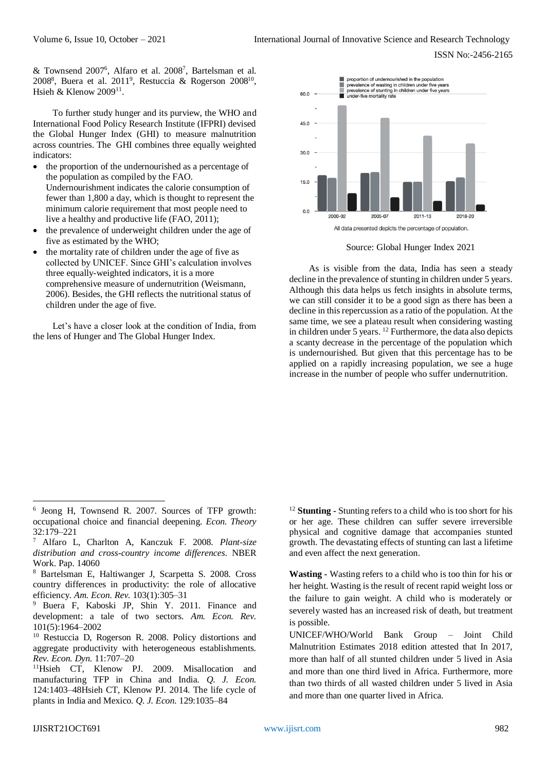& Townsend 2007[6], Alfaro et al. 2008[7], Bartelsman et al. 2008[8], Buera et al. 2011[9], Restuccia & Rogerson 2008[10], Hsieh & Klenow 2009[11].

To further study hunger and its purview, the WHO and International Food Policy Research Institute (IFPRI) devised the Global Hunger Index (GHI) to measure malnutrition across countries. The GHI combines three equally weighted indicators:

- the proportion of the undernourished as a percentage of the population as compiled by the FAO. Undernourishment indicates the calorie consumption of fewer than 1,800 a day, which is thought to represent the minimum calorie requirement that most people need to live a healthy and productive life (FAO, 2011);
- the prevalence of underweight children under the age of five as estimated by the WHO;
- the mortality rate of children under the age of five as collected by UNICEF. Since GHI's calculation involves three equally-weighted indicators, it is a more comprehensive measure of undernutrition (Weismann, 2006). Besides, the GHI reflects the nutritional status of children under the age of five.

Let's have a closer look at the condition of India, from the lens of Hunger and The Global Hunger Index.

All data presented depicts the percentage of population.

Source: Global Hunger Index 2021

As is visible from the data, India has seen a steady decline in the prevalence of stunting in children under 5 years. Although this data helps us fetch insights in absolute terms, we can still consider it to be a good sign as there has been a decline in this repercussion as a ratio of the population. At the same time, we see a plateau result when considering wasting in children under 5 years. [12] Furthermore, the data also depicts a scanty decrease in the percentage of the population which is undernourished. But given that this percentage has to be applied on a rapidly increasing population, we see a huge increase in the number of people who suffer undernutrition.

---

[6] Jeong H, Townsend R. 2007. Sources of TFP growth: occupational choice and financial deepening. *Econ. Theory* 32:179–221

[7] Alfaro L, Charlton A, Kanczuk F. 2008. *Plant-size distribution and cross-country income differences.* NBER Work. Pap. 14060

[8] Bartelsman E, Haltiwanger J, Scarpetta S. 2008. Cross country differences in productivity: the role of allocative efficiency. *Am. Econ. Rev.* 103(1):305–31

[9] Buera F, Kaboski JP, Shin Y. 2011. Finance and development: a tale of two sectors. *Am. Econ. Rev.* 101(5):1964–2002

[10] Restuccia D, Rogerson R. 2008. Policy distortions and aggregate productivity with heterogeneous establishments. *Rev. Econ. Dyn.* 11:707–20

[11] Hsieh CT, Klenow PJ. 2009. Misallocation and manufacturing TFP in China and India. *Q. J. Econ.* 124:1403–48Hsieh CT, Klenow PJ. 2014. The life cycle of plants in India and Mexico. *Q. J. Econ.* 129:1035–84

[12] **Stunting** - Stunting refers to a child who is too short for his or her age. These children can suffer severe irreversible physical and cognitive damage that accompanies stunted growth. The devastating effects of stunting can last a lifetime and even affect the next generation.

**Wasting** - Wasting refers to a child who is too thin for his or her height. Wasting is the result of recent rapid weight loss or the failure to gain weight. A child who is moderately or severely wasted has an increased risk of death, but treatment is possible.

UNICEF/WHO/World Bank Group – Joint Child Malnutrition Estimates 2018 edition attested that In 2017, more than half of all stunted children under 5 lived in Asia and more than one third lived in Africa. Furthermore, more than two thirds of all wasted children under 5 lived in Asia and more than one quarter lived in Africa.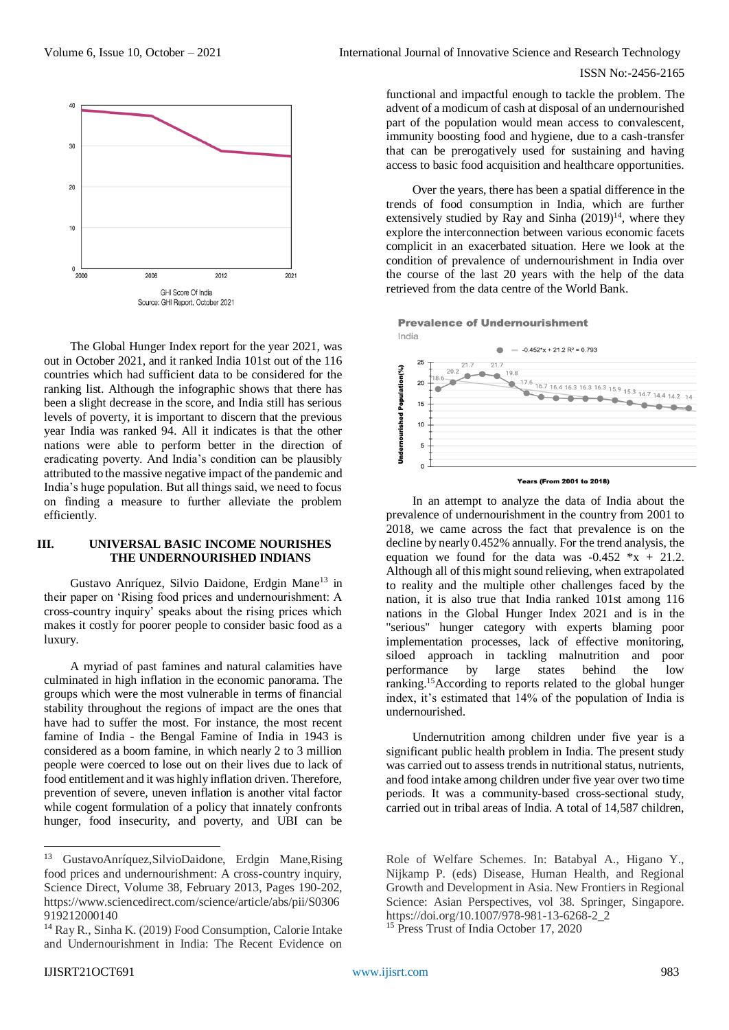GHI Score Of India
Source: GHI Report, October 2021

The Global Hunger Index report for the year 2021, was out in October 2021, and it ranked India 101st out of the 116 countries which had sufficient data to be considered for the ranking list. Although the infographic shows that there has been a slight decrease in the score, and India still has serious levels of poverty, it is important to discern that the previous year India was ranked 94. All it indicates is that the other nations were able to perform better in the direction of eradicating poverty. And India's condition can be plausibly attributed to the massive negative impact of the pandemic and India's huge population. But all things said, we need to focus on finding a measure to further alleviate the problem efficiently.

## III. UNIVERSAL BASIC INCOME NOURISHES THE UNDERNOURISHED INDIANS

Gustavo Anríquez, Silvio Daidone, Erdgin Mane[13] in their paper on 'Rising food prices and undernourishment: A cross-country inquiry' speaks about the rising prices which makes it costly for poorer people to consider basic food as a luxury.

A myriad of past famines and natural calamities have culminated in high inflation in the economic panorama. The groups which were the most vulnerable in terms of financial stability throughout the regions of impact are the ones that have had to suffer the most. For instance, the most recent famine of India - the Bengal Famine of India in 1943 is considered as a boom famine, in which nearly 2 to 3 million people were coerced to lose out on their lives due to lack of food entitlement and it was highly inflation driven. Therefore, prevention of severe, uneven inflation is another vital factor while cogent formulation of a policy that innately confronts hunger, food insecurity, and poverty, and UBI can be functional and impactful enough to tackle the problem. The advent of a modicum of cash at disposal of an undernourished part of the population would mean access to convalescent, immunity boosting food and hygiene, due to a cash-transfer that can be prerogatively used for sustaining and having access to basic food acquisition and healthcare opportunities.

Over the years, there has been a spatial difference in the trends of food consumption in India, which are further extensively studied by Ray and Sinha (2019)[14], where they explore the interconnection between various economic facets complicit in an exacerbated situation. Here we look at the condition of prevalence of undernourishment in India over the course of the last 20 years with the help of the data retrieved from the data centre of the World Bank.

**Prevalence of Undernourishment**
India

$-0.452*x + 21.2$  $R^2 = 0.793$

Years (From 2001 to 2018)

In an attempt to analyze the data of India about the prevalence of undernourishment in the country from 2001 to 2018, we came across the fact that prevalence is on the decline by nearly 0.452% annually. For the trend analysis, the equation we found for the data was $-0.452 *x + 21.2$. Although all of this might sound relieving, when extrapolated to reality and the multiple other challenges faced by the nation, it is also true that India ranked 101st among 116 nations in the Global Hunger Index 2021 and is in the "serious" hunger category with experts blaming poor implementation processes, lack of effective monitoring, siloed approach in tackling malnutrition and poor performance by large states behind the low ranking.[15] According to reports related to the global hunger index, it's estimated that 14% of the population of India is undernourished.

Undernutrition among children under five year is a significant public health problem in India. The present study was carried out to assess trends in nutritional status, nutrients, and food intake among children under five year over two time periods. It was a community-based cross-sectional study, carried out in tribal areas of India. A total of 14,587 children,

---

[13] GustavoAnríquez,SilvioDaidone, Erdgin Mane,Rising food prices and undernourishment: A cross-country inquiry, Science Direct, Volume 38, February 2013, Pages 190-202, https://www.sciencedirect.com/science/article/abs/pii/S0306919212000140

[14] Ray R., Sinha K. (2019) Food Consumption, Calorie Intake and Undernourishment in India: The Recent Evidence on Role of Welfare Schemes. In: Batabyal A., Higano Y., Nijkamp P. (eds) Disease, Human Health, and Regional Growth and Development in Asia. New Frontiers in Regional Science: Asian Perspectives, vol 38. Springer, Singapore. https://doi.org/10.1007/978-981-13-6268-2_2

[15] Press Trust of India October 17, 2020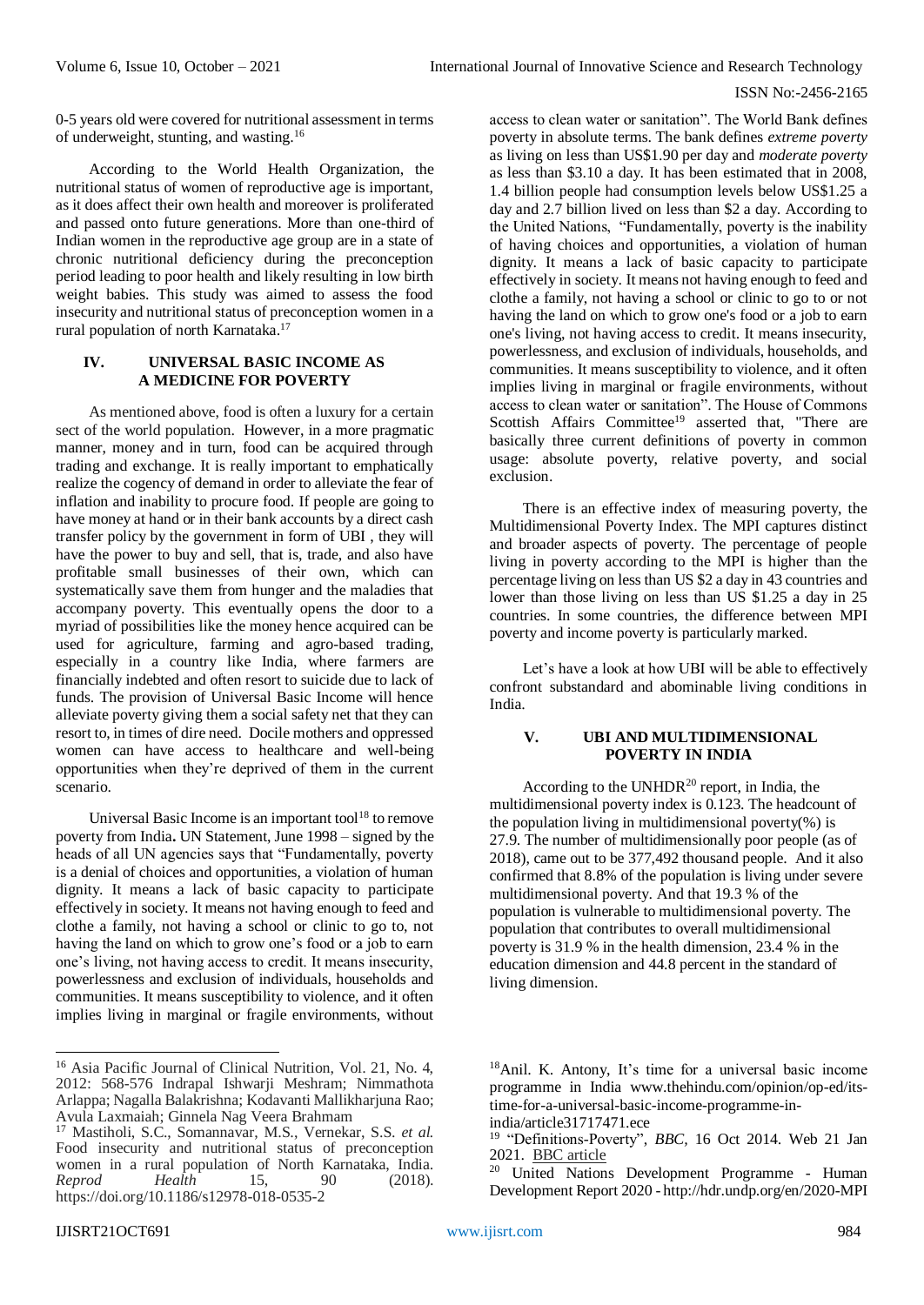0-5 years old were covered for nutritional assessment in terms of underweight, stunting, and wasting.[16]

According to the World Health Organization, the nutritional status of women of reproductive age is important, as it does affect their own health and moreover is proliferated and passed onto future generations. More than one-third of Indian women in the reproductive age group are in a state of chronic nutritional deficiency during the preconception period leading to poor health and likely resulting in low birth weight babies. This study was aimed to assess the food insecurity and nutritional status of preconception women in a rural population of north Karnataka.[17]

## IV. UNIVERSAL BASIC INCOME AS A MEDICINE FOR POVERTY

As mentioned above, food is often a luxury for a certain sect of the world population. However, in a more pragmatic manner, money and in turn, food can be acquired through trading and exchange. It is really important to emphatically realize the cogency of demand in order to alleviate the fear of inflation and inability to procure food. If people are going to have money at hand or in their bank accounts by a direct cash transfer policy by the government in form of UBI , they will have the power to buy and sell, that is, trade, and also have profitable small businesses of their own, which can systematically save them from hunger and the maladies that accompany poverty. This eventually opens the door to a myriad of possibilities like the money hence acquired can be used for agriculture, farming and agro-based trading, especially in a country like India, where farmers are financially indebted and often resort to suicide due to lack of funds. The provision of Universal Basic Income will hence alleviate poverty giving them a social safety net that they can resort to, in times of dire need. Docile mothers and oppressed women can have access to healthcare and well-being opportunities when they're deprived of them in the current scenario.

Universal Basic Income is an important tool[18] to remove poverty from India**.** UN Statement, June 1998 – signed by the heads of all UN agencies says that "Fundamentally, poverty is a denial of choices and opportunities, a violation of human dignity. It means a lack of basic capacity to participate effectively in society. It means not having enough to feed and clothe a family, not having a school or clinic to go to, not having the land on which to grow one's food or a job to earn one's living, not having access to credit. It means insecurity, powerlessness and exclusion of individuals, households and communities. It means susceptibility to violence, and it often implies living in marginal or fragile environments, without access to clean water or sanitation". The World Bank defines poverty in absolute terms. The bank defines *extreme poverty* as living on less than US$1.90 per day and *moderate poverty* as less than $3.10 a day. It has been estimated that in 2008, 1.4 billion people had consumption levels below US$1.25 a day and 2.7 billion lived on less than $2 a day. According to the United Nations, "Fundamentally, poverty is the inability of having choices and opportunities, a violation of human dignity. It means a lack of basic capacity to participate effectively in society. It means not having enough to feed and clothe a family, not having a school or clinic to go to or not having the land on which to grow one's food or a job to earn one's living, not having access to credit. It means insecurity, powerlessness, and exclusion of individuals, households, and communities. It means susceptibility to violence, and it often implies living in marginal or fragile environments, without access to clean water or sanitation". The House of Commons Scottish Affairs Committee[19] asserted that, "There are basically three current definitions of poverty in common usage: absolute poverty, relative poverty, and social exclusion.

There is an effective index of measuring poverty, the Multidimensional Poverty Index. The MPI captures distinct and broader aspects of poverty. The percentage of people living in poverty according to the MPI is higher than the percentage living on less than US $2 a day in 43 countries and lower than those living on less than US $1.25 a day in 25 countries. In some countries, the difference between MPI poverty and income poverty is particularly marked.

Let's have a look at how UBI will be able to effectively confront substandard and abominable living conditions in India.

## V. UBI AND MULTIDIMENSIONAL POVERTY IN INDIA

According to the UNHDR[20] report, in India, the multidimensional poverty index is 0.123. The headcount of the population living in multidimensional poverty(%) is 27.9. The number of multidimensionally poor people (as of 2018), came out to be 377,492 thousand people. And it also confirmed that 8.8% of the population is living under severe multidimensional poverty. And that 19.3 % of the population is vulnerable to multidimensional poverty. The population that contributes to overall multidimensional poverty is 31.9 % in the health dimension, 23.4 % in the education dimension and 44.8 percent in the standard of living dimension.

---

[16] Asia Pacific Journal of Clinical Nutrition, Vol. 21, No. 4, 2012: 568-576 Indrapal Ishwarji Meshram; Nimmathota Arlappa; Nagalla Balakrishna; Kodavanti Mallikharjuna Rao; Avula Laxmaiah; Ginnela Nag Veera Brahmam

[17] Mastiholi, S.C., Somannavar, M.S., Vernekar, S.S. *et al.* Food insecurity and nutritional status of preconception women in a rural population of North Karnataka, India. *Reprod Health* 15, 90 (2018). https://doi.org/10.1186/s12978-018-0535-2

[18] Anil. K. Antony, It's time for a universal basic income programme in India www.thehindu.com/opinion/op-ed/its-time-for-a-universal-basic-income-programme-in-india/article31717471.ece

[19] "Definitions-Poverty", *BBC*, 16 Oct 2014. Web 21 Jan 2021. BBC article

[20] United Nations Development Programme - Human Development Report 2020 - http://hdr.undp.org/en/2020-MPI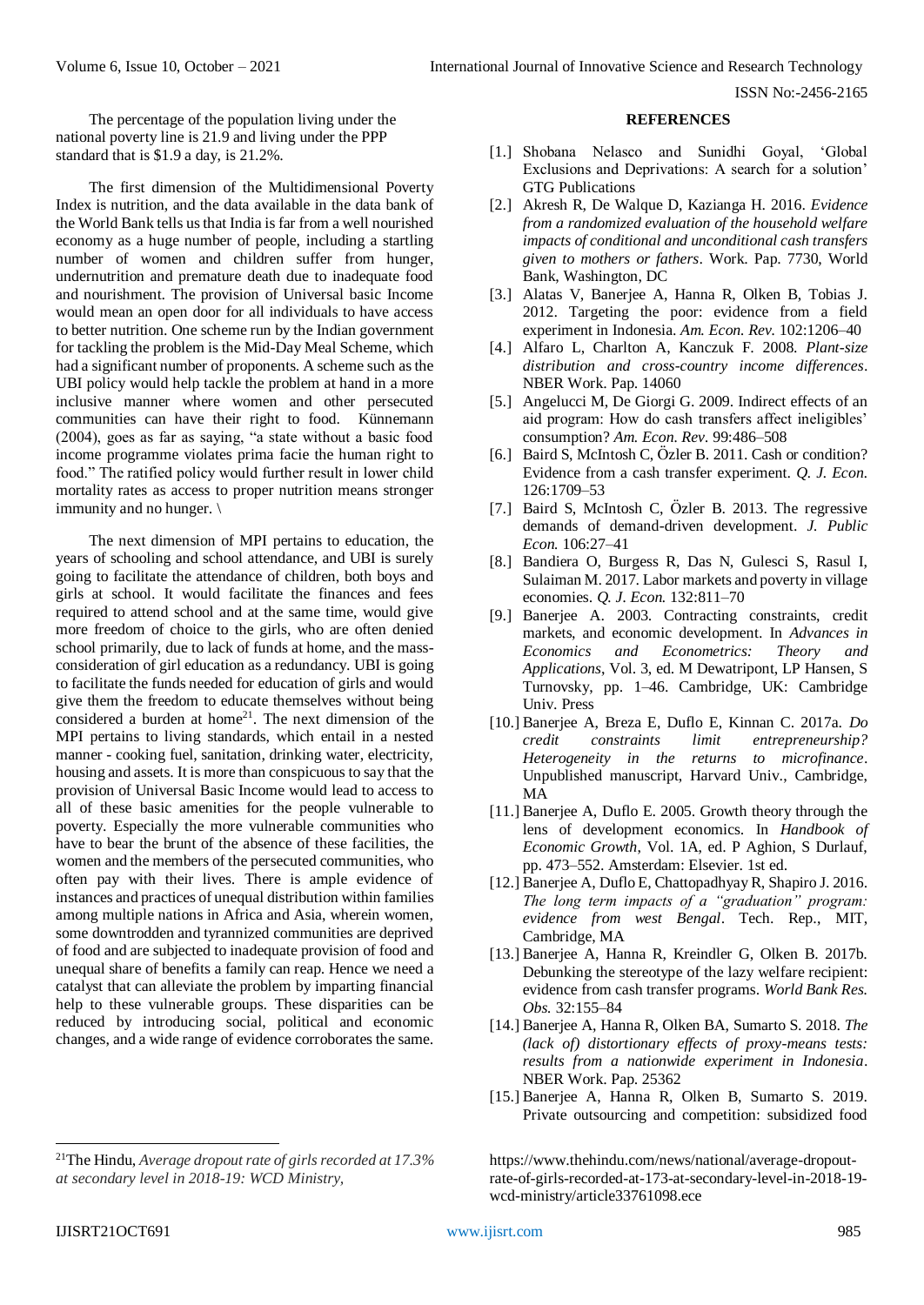The percentage of the population living under the national poverty line is 21.9 and living under the PPP standard that is $1.9 a day, is 21.2%.

The first dimension of the Multidimensional Poverty Index is nutrition, and the data available in the data bank of the World Bank tells us that India is far from a well nourished economy as a huge number of people, including a startling number of women and children suffer from hunger, undernutrition and premature death due to inadequate food and nourishment. The provision of Universal basic Income would mean an open door for all individuals to have access to better nutrition. One scheme run by the Indian government for tackling the problem is the Mid-Day Meal Scheme, which had a significant number of proponents. A scheme such as the UBI policy would help tackle the problem at hand in a more inclusive manner where women and other persecuted communities can have their right to food. Künnemann (2004), goes as far as saying, "a state without a basic food income programme violates prima facie the human right to food." The ratified policy would further result in lower child mortality rates as access to proper nutrition means stronger immunity and no hunger. \

The next dimension of MPI pertains to education, the years of schooling and school attendance, and UBI is surely going to facilitate the attendance of children, both boys and girls at school. It would facilitate the finances and fees required to attend school and at the same time, would give more freedom of choice to the girls, who are often denied school primarily, due to lack of funds at home, and the mass-consideration of girl education as a redundancy. UBI is going to facilitate the funds needed for education of girls and would give them the freedom to educate themselves without being considered a burden at home[21]. The next dimension of the MPI pertains to living standards, which entail in a nested manner - cooking fuel, sanitation, drinking water, electricity, housing and assets. It is more than conspicuous to say that the provision of Universal Basic Income would lead to access to all of these basic amenities for the people vulnerable to poverty. Especially the more vulnerable communities who have to bear the brunt of the absence of these facilities, the women and the members of the persecuted communities, who often pay with their lives. There is ample evidence of instances and practices of unequal distribution within families among multiple nations in Africa and Asia, wherein women, some downtrodden and tyrannized communities are deprived of food and are subjected to inadequate provision of food and unequal share of benefits a family can reap. Hence we need a catalyst that can alleviate the problem by imparting financial help to these vulnerable groups. These disparities can be reduced by introducing social, political and economic changes, and a wide range of evidence corroborates the same.

## REFERENCES

- [1.] Shobana Nelasco and Sunidhi Goyal, 'Global Exclusions and Deprivations: A search for a solution' GTG Publications
- [2.] Akresh R, De Walque D, Kazianga H. 2016. *Evidence from a randomized evaluation of the household welfare impacts of conditional and unconditional cash transfers given to mothers or fathers*. Work. Pap. 7730, World Bank, Washington, DC
- [3.] Alatas V, Banerjee A, Hanna R, Olken B, Tobias J. 2012. Targeting the poor: evidence from a field experiment in Indonesia. *Am. Econ. Rev.* 102:1206–40
- [4.] Alfaro L, Charlton A, Kanczuk F. 2008. *Plant-size distribution and cross-country income differences*. NBER Work. Pap. 14060
- [5.] Angelucci M, De Giorgi G. 2009. Indirect effects of an aid program: How do cash transfers affect ineligibles' consumption? *Am. Econ. Rev.* 99:486–508
- [6.] Baird S, McIntosh C, Özler B. 2011. Cash or condition? Evidence from a cash transfer experiment. *Q. J. Econ.* 126:1709–53
- [7.] Baird S, McIntosh C, Özler B. 2013. The regressive demands of demand-driven development. *J. Public Econ.* 106:27–41
- [8.] Bandiera O, Burgess R, Das N, Gulesci S, Rasul I, Sulaiman M. 2017. Labor markets and poverty in village economies. *Q. J. Econ.* 132:811–70
- [9.] Banerjee A. 2003. Contracting constraints, credit markets, and economic development. In *Advances in Economics and Econometrics: Theory and Applications*, Vol. 3, ed. M Dewatripont, LP Hansen, S Turnovsky, pp. 1–46. Cambridge, UK: Cambridge Univ. Press
- [10.] Banerjee A, Breza E, Duflo E, Kinnan C. 2017a. *Do credit constraints limit entrepreneurship? Heterogeneity in the returns to microfinance*. Unpublished manuscript, Harvard Univ., Cambridge, MA
- [11.] Banerjee A, Duflo E. 2005. Growth theory through the lens of development economics. In *Handbook of Economic Growth*, Vol. 1A, ed. P Aghion, S Durlauf, pp. 473–552. Amsterdam: Elsevier. 1st ed.
- [12.] Banerjee A, Duflo E, Chattopadhyay R, Shapiro J. 2016. *The long term impacts of a "graduation" program: evidence from west Bengal*. Tech. Rep., MIT, Cambridge, MA
- [13.] Banerjee A, Hanna R, Kreindler G, Olken B. 2017b. Debunking the stereotype of the lazy welfare recipient: evidence from cash transfer programs. *World Bank Res. Obs.* 32:155–84
- [14.] Banerjee A, Hanna R, Olken BA, Sumarto S. 2018. *The (lack of) distortionary effects of proxy-means tests: results from a nationwide experiment in Indonesia*. NBER Work. Pap. 25362
- [15.] Banerjee A, Hanna R, Olken B, Sumarto S. 2019. Private outsourcing and competition: subsidized food

---

[21] The Hindu, *Average dropout rate of girls recorded at 17.3% at secondary level in 2018-19: WCD Ministry,* https://www.thehindu.com/news/national/average-dropout-rate-of-girls-recorded-at-173-at-secondary-level-in-2018-19-wcd-ministry/article33761098.ece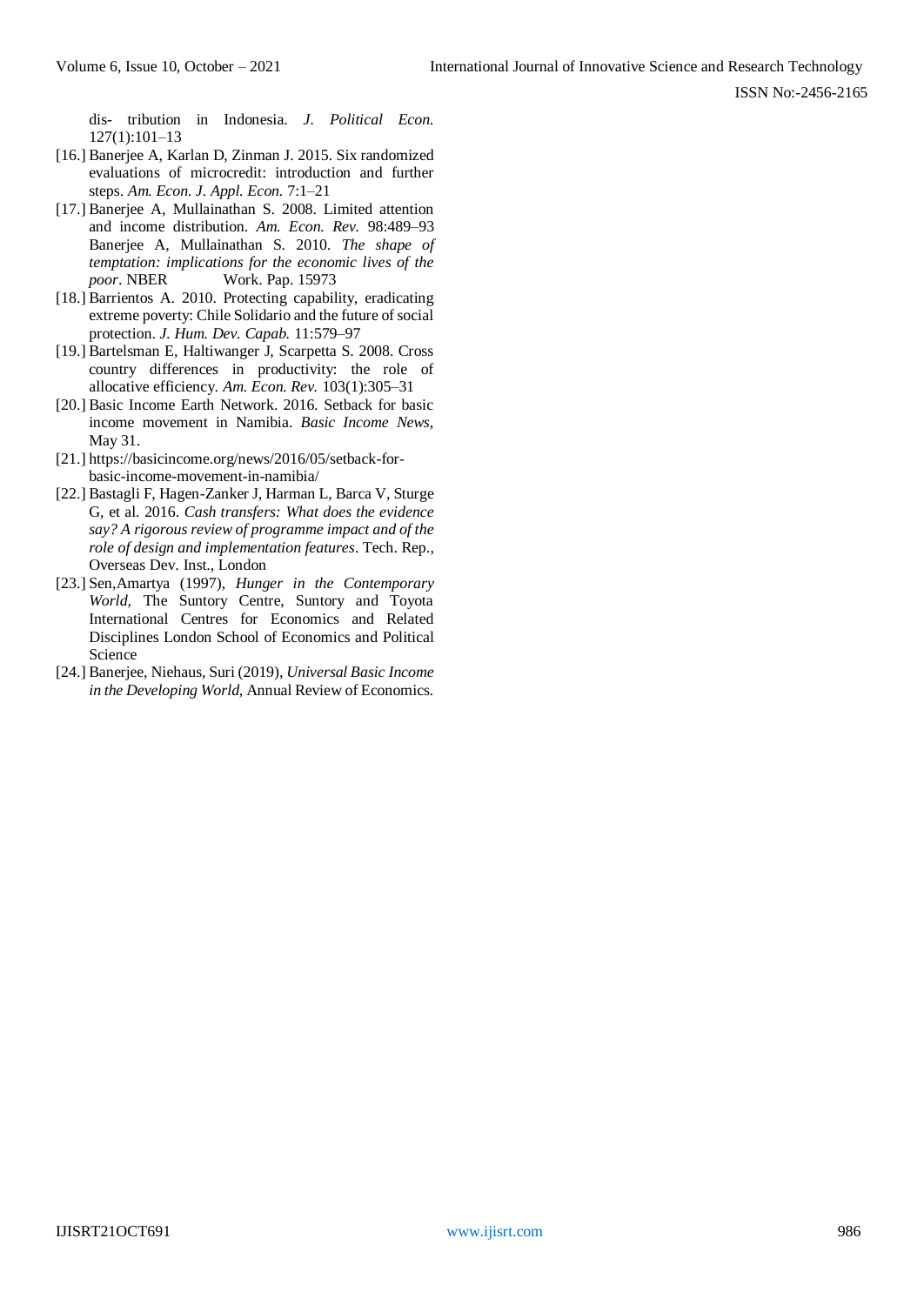dis- tribution in Indonesia. *J. Political Econ.* 127(1):101–13

[16.] Banerjee A, Karlan D, Zinman J. 2015. Six randomized evaluations of microcredit: introduction and further steps. *Am. Econ. J. Appl. Econ.* 7:1–21

[17.] Banerjee A, Mullainathan S. 2008. Limited attention and income distribution. *Am. Econ. Rev.* 98:489–93 Banerjee A, Mullainathan S. 2010. *The shape of temptation: implications for the economic lives of the poor*. NBER Work. Pap. 15973

[18.] Barrientos A. 2010. Protecting capability, eradicating extreme poverty: Chile Solidario and the future of social protection. *J. Hum. Dev. Capab.* 11:579–97

[19.] Bartelsman E, Haltiwanger J, Scarpetta S. 2008. Cross country differences in productivity: the role of allocative efficiency. *Am. Econ. Rev.* 103(1):305–31

[20.] Basic Income Earth Network. 2016. Setback for basic income movement in Namibia. *Basic Income News*, May 31.

[21.] https://basicincome.org/news/2016/05/setback-for-basic-income-movement-in-namibia/

[22.] Bastagli F, Hagen-Zanker J, Harman L, Barca V, Sturge G, et al. 2016. *Cash transfers: What does the evidence say? A rigorous review of programme impact and of the role of design and implementation features*. Tech. Rep., Overseas Dev. Inst., London

[23.] Sen,Amartya (1997), *Hunger in the Contemporary World,* The Suntory Centre, Suntory and Toyota International Centres for Economics and Related Disciplines London School of Economics and Political Science

[24.] Banerjee, Niehaus, Suri (2019), *Universal Basic Income in the Developing World,* Annual Review of Economics.